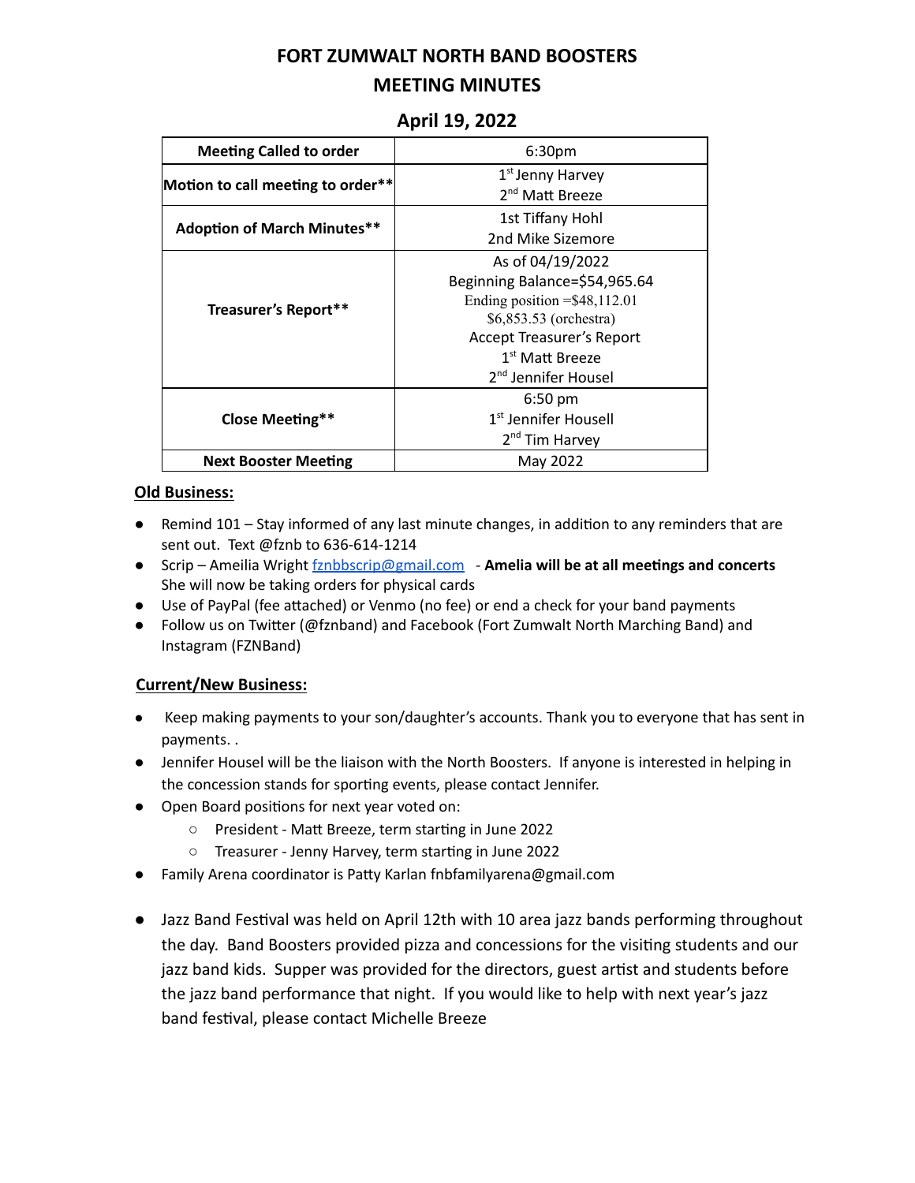# FORT ZUMWALT NORTH BAND BOOSTERS
# MEETING MINUTES

## April 19, 2022

| Meeting Called to order | 6:30pm |
|---|---|
| Motion to call meeting to order** | 1st Jenny Harvey<br>2nd Matt Breeze |
| Adoption of March Minutes** | 1st Tiffany Hohl<br>2nd Mike Sizemore |
| Treasurer's Report** | As of 04/19/2022<br>Beginning Balance=$54,965.64<br>Ending position =$48,112.01<br>$6,853.53 (orchestra)<br>Accept Treasurer's Report<br>1st Matt Breeze<br>2nd Jennifer Housel |
| Close Meeting** | 6:50 pm<br>1st Jennifer Housell<br>2nd Tim Harvey |
| Next Booster Meeting | May 2022 |

**Old Business:**

- Remind 101 – Stay informed of any last minute changes, in addition to any reminders that are sent out. Text @fznb to 636-614-1214
- Scrip – Ameilia Wright fznbbscrip@gmail.com - **Amelia will be at all meetings and concerts** She will now be taking orders for physical cards
- Use of PayPal (fee attached) or Venmo (no fee) or end a check for your band payments
- Follow us on Twitter (@fznband) and Facebook (Fort Zumwalt North Marching Band) and Instagram (FZNBand)

**Current/New Business:**

- Keep making payments to your son/daughter's accounts. Thank you to everyone that has sent in payments. .
- Jennifer Housel will be the liaison with the North Boosters. If anyone is interested in helping in the concession stands for sporting events, please contact Jennifer.
- Open Board positions for next year voted on:
  - President - Matt Breeze, term starting in June 2022
  - Treasurer - Jenny Harvey, term starting in June 2022
- Family Arena coordinator is Patty Karlan fnbfamilyarena@gmail.com
- Jazz Band Festival was held on April 12th with 10 area jazz bands performing throughout the day. Band Boosters provided pizza and concessions for the visiting students and our jazz band kids. Supper was provided for the directors, guest artist and students before the jazz band performance that night. If you would like to help with next year's jazz band festival, please contact Michelle Breeze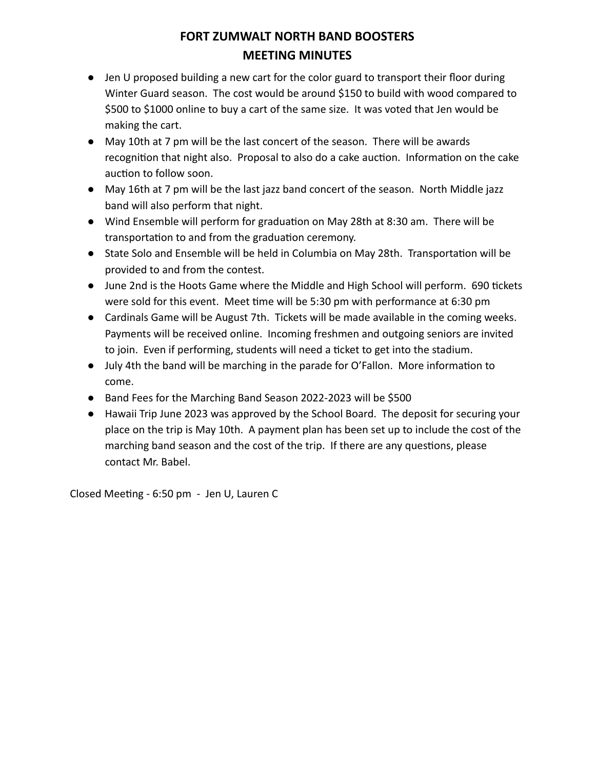# FORT ZUMWALT NORTH BAND BOOSTERS
# MEETING MINUTES

- Jen U proposed building a new cart for the color guard to transport their floor during Winter Guard season. The cost would be around $150 to build with wood compared to $500 to $1000 online to buy a cart of the same size. It was voted that Jen would be making the cart.
- May 10th at 7 pm will be the last concert of the season. There will be awards recognition that night also. Proposal to also do a cake auction. Information on the cake auction to follow soon.
- May 16th at 7 pm will be the last jazz band concert of the season. North Middle jazz band will also perform that night.
- Wind Ensemble will perform for graduation on May 28th at 8:30 am. There will be transportation to and from the graduation ceremony.
- State Solo and Ensemble will be held in Columbia on May 28th. Transportation will be provided to and from the contest.
- June 2nd is the Hoots Game where the Middle and High School will perform. 690 tickets were sold for this event. Meet time will be 5:30 pm with performance at 6:30 pm
- Cardinals Game will be August 7th. Tickets will be made available in the coming weeks. Payments will be received online. Incoming freshmen and outgoing seniors are invited to join. Even if performing, students will need a ticket to get into the stadium.
- July 4th the band will be marching in the parade for O'Fallon. More information to come.
- Band Fees for the Marching Band Season 2022-2023 will be $500
- Hawaii Trip June 2023 was approved by the School Board. The deposit for securing your place on the trip is May 10th. A payment plan has been set up to include the cost of the marching band season and the cost of the trip. If there are any questions, please contact Mr. Babel.

Closed Meeting - 6:50 pm - Jen U, Lauren C